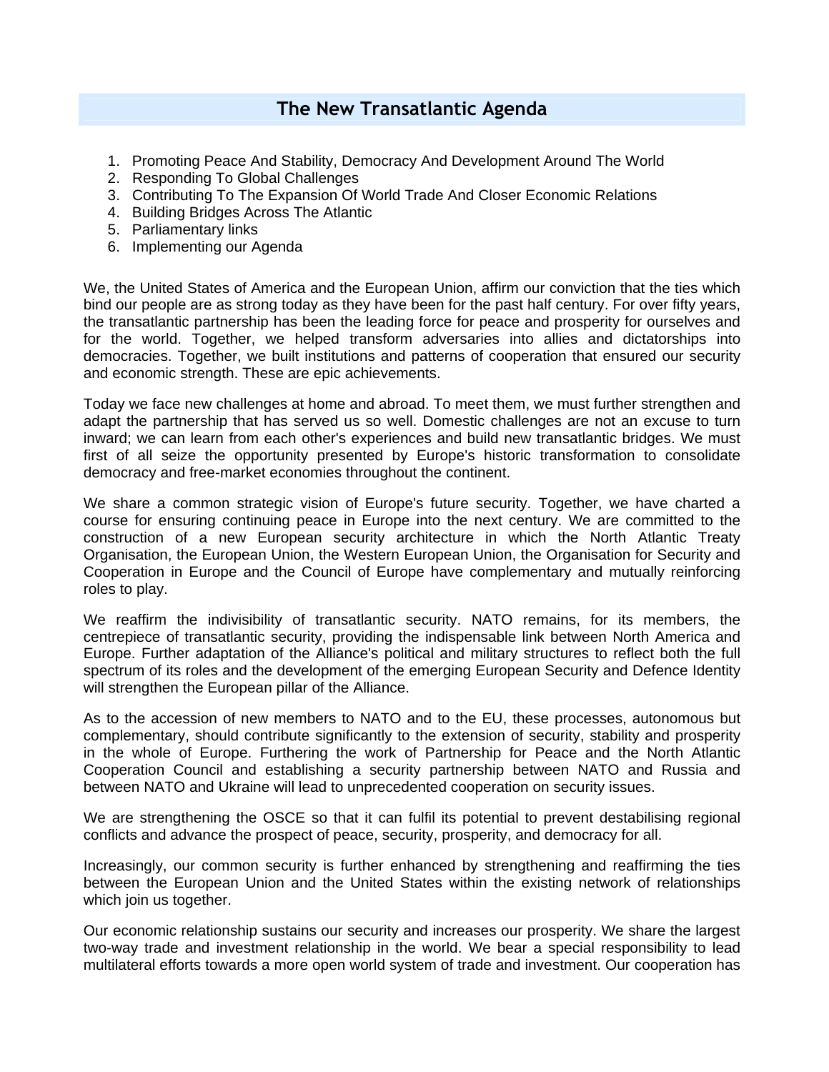# The New Transatlantic Agenda

1. Promoting Peace And Stability, Democracy And Development Around The World
2. Responding To Global Challenges
3. Contributing To The Expansion Of World Trade And Closer Economic Relations
4. Building Bridges Across The Atlantic
5. Parliamentary links
6. Implementing our Agenda

We, the United States of America and the European Union, affirm our conviction that the ties which bind our people are as strong today as they have been for the past half century. For over fifty years, the transatlantic partnership has been the leading force for peace and prosperity for ourselves and for the world. Together, we helped transform adversaries into allies and dictatorships into democracies. Together, we built institutions and patterns of cooperation that ensured our security and economic strength. These are epic achievements.

Today we face new challenges at home and abroad. To meet them, we must further strengthen and adapt the partnership that has served us so well. Domestic challenges are not an excuse to turn inward; we can learn from each other's experiences and build new transatlantic bridges. We must first of all seize the opportunity presented by Europe's historic transformation to consolidate democracy and free-market economies throughout the continent.

We share a common strategic vision of Europe's future security. Together, we have charted a course for ensuring continuing peace in Europe into the next century. We are committed to the construction of a new European security architecture in which the North Atlantic Treaty Organisation, the European Union, the Western European Union, the Organisation for Security and Cooperation in Europe and the Council of Europe have complementary and mutually reinforcing roles to play.

We reaffirm the indivisibility of transatlantic security. NATO remains, for its members, the centrepiece of transatlantic security, providing the indispensable link between North America and Europe. Further adaptation of the Alliance's political and military structures to reflect both the full spectrum of its roles and the development of the emerging European Security and Defence Identity will strengthen the European pillar of the Alliance.

As to the accession of new members to NATO and to the EU, these processes, autonomous but complementary, should contribute significantly to the extension of security, stability and prosperity in the whole of Europe. Furthering the work of Partnership for Peace and the North Atlantic Cooperation Council and establishing a security partnership between NATO and Russia and between NATO and Ukraine will lead to unprecedented cooperation on security issues.

We are strengthening the OSCE so that it can fulfil its potential to prevent destabilising regional conflicts and advance the prospect of peace, security, prosperity, and democracy for all.

Increasingly, our common security is further enhanced by strengthening and reaffirming the ties between the European Union and the United States within the existing network of relationships which join us together.

Our economic relationship sustains our security and increases our prosperity. We share the largest two-way trade and investment relationship in the world. We bear a special responsibility to lead multilateral efforts towards a more open world system of trade and investment. Our cooperation has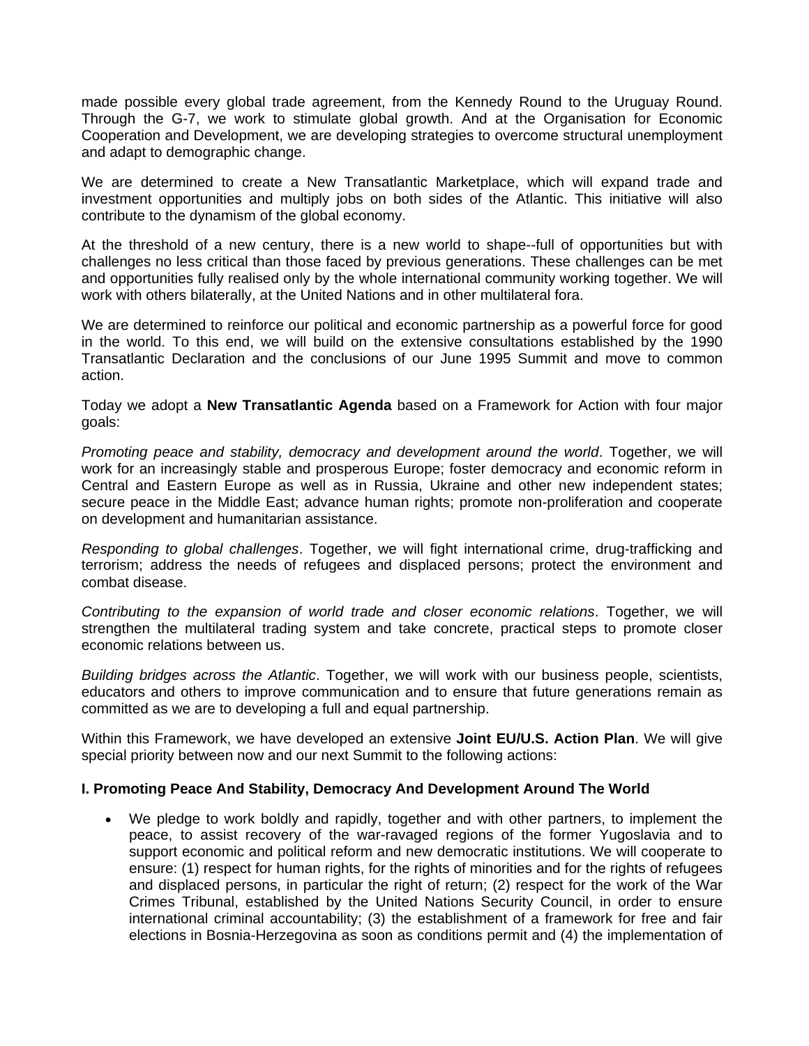made possible every global trade agreement, from the Kennedy Round to the Uruguay Round. Through the G-7, we work to stimulate global growth. And at the Organisation for Economic Cooperation and Development, we are developing strategies to overcome structural unemployment and adapt to demographic change.

We are determined to create a New Transatlantic Marketplace, which will expand trade and investment opportunities and multiply jobs on both sides of the Atlantic. This initiative will also contribute to the dynamism of the global economy.

At the threshold of a new century, there is a new world to shape--full of opportunities but with challenges no less critical than those faced by previous generations. These challenges can be met and opportunities fully realised only by the whole international community working together. We will work with others bilaterally, at the United Nations and in other multilateral fora.

We are determined to reinforce our political and economic partnership as a powerful force for good in the world. To this end, we will build on the extensive consultations established by the 1990 Transatlantic Declaration and the conclusions of our June 1995 Summit and move to common action.

Today we adopt a **New Transatlantic Agenda** based on a Framework for Action with four major goals:

*Promoting peace and stability, democracy and development around the world*. Together, we will work for an increasingly stable and prosperous Europe; foster democracy and economic reform in Central and Eastern Europe as well as in Russia, Ukraine and other new independent states; secure peace in the Middle East; advance human rights; promote non-proliferation and cooperate on development and humanitarian assistance.

*Responding to global challenges*. Together, we will fight international crime, drug-trafficking and terrorism; address the needs of refugees and displaced persons; protect the environment and combat disease.

*Contributing to the expansion of world trade and closer economic relations*. Together, we will strengthen the multilateral trading system and take concrete, practical steps to promote closer economic relations between us.

*Building bridges across the Atlantic*. Together, we will work with our business people, scientists, educators and others to improve communication and to ensure that future generations remain as committed as we are to developing a full and equal partnership.

Within this Framework, we have developed an extensive **Joint EU/U.S. Action Plan**. We will give special priority between now and our next Summit to the following actions:

### I. Promoting Peace And Stability, Democracy And Development Around The World

- We pledge to work boldly and rapidly, together and with other partners, to implement the peace, to assist recovery of the war-ravaged regions of the former Yugoslavia and to support economic and political reform and new democratic institutions. We will cooperate to ensure: (1) respect for human rights, for the rights of minorities and for the rights of refugees and displaced persons, in particular the right of return; (2) respect for the work of the War Crimes Tribunal, established by the United Nations Security Council, in order to ensure international criminal accountability; (3) the establishment of a framework for free and fair elections in Bosnia-Herzegovina as soon as conditions permit and (4) the implementation of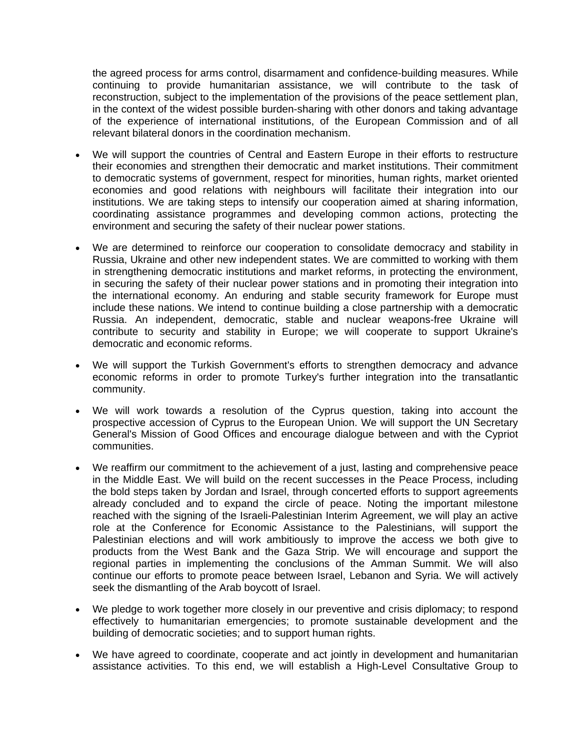the agreed process for arms control, disarmament and confidence-building measures. While continuing to provide humanitarian assistance, we will contribute to the task of reconstruction, subject to the implementation of the provisions of the peace settlement plan, in the context of the widest possible burden-sharing with other donors and taking advantage of the experience of international institutions, of the European Commission and of all relevant bilateral donors in the coordination mechanism.

- We will support the countries of Central and Eastern Europe in their efforts to restructure their economies and strengthen their democratic and market institutions. Their commitment to democratic systems of government, respect for minorities, human rights, market oriented economies and good relations with neighbours will facilitate their integration into our institutions. We are taking steps to intensify our cooperation aimed at sharing information, coordinating assistance programmes and developing common actions, protecting the environment and securing the safety of their nuclear power stations.

- We are determined to reinforce our cooperation to consolidate democracy and stability in Russia, Ukraine and other new independent states. We are committed to working with them in strengthening democratic institutions and market reforms, in protecting the environment, in securing the safety of their nuclear power stations and in promoting their integration into the international economy. An enduring and stable security framework for Europe must include these nations. We intend to continue building a close partnership with a democratic Russia. An independent, democratic, stable and nuclear weapons-free Ukraine will contribute to security and stability in Europe; we will cooperate to support Ukraine's democratic and economic reforms.

- We will support the Turkish Government's efforts to strengthen democracy and advance economic reforms in order to promote Turkey's further integration into the transatlantic community.

- We will work towards a resolution of the Cyprus question, taking into account the prospective accession of Cyprus to the European Union. We will support the UN Secretary General's Mission of Good Offices and encourage dialogue between and with the Cypriot communities.

- We reaffirm our commitment to the achievement of a just, lasting and comprehensive peace in the Middle East. We will build on the recent successes in the Peace Process, including the bold steps taken by Jordan and Israel, through concerted efforts to support agreements already concluded and to expand the circle of peace. Noting the important milestone reached with the signing of the Israeli-Palestinian Interim Agreement, we will play an active role at the Conference for Economic Assistance to the Palestinians, will support the Palestinian elections and will work ambitiously to improve the access we both give to products from the West Bank and the Gaza Strip. We will encourage and support the regional parties in implementing the conclusions of the Amman Summit. We will also continue our efforts to promote peace between Israel, Lebanon and Syria. We will actively seek the dismantling of the Arab boycott of Israel.

- We pledge to work together more closely in our preventive and crisis diplomacy; to respond effectively to humanitarian emergencies; to promote sustainable development and the building of democratic societies; and to support human rights.

- We have agreed to coordinate, cooperate and act jointly in development and humanitarian assistance activities. To this end, we will establish a High-Level Consultative Group to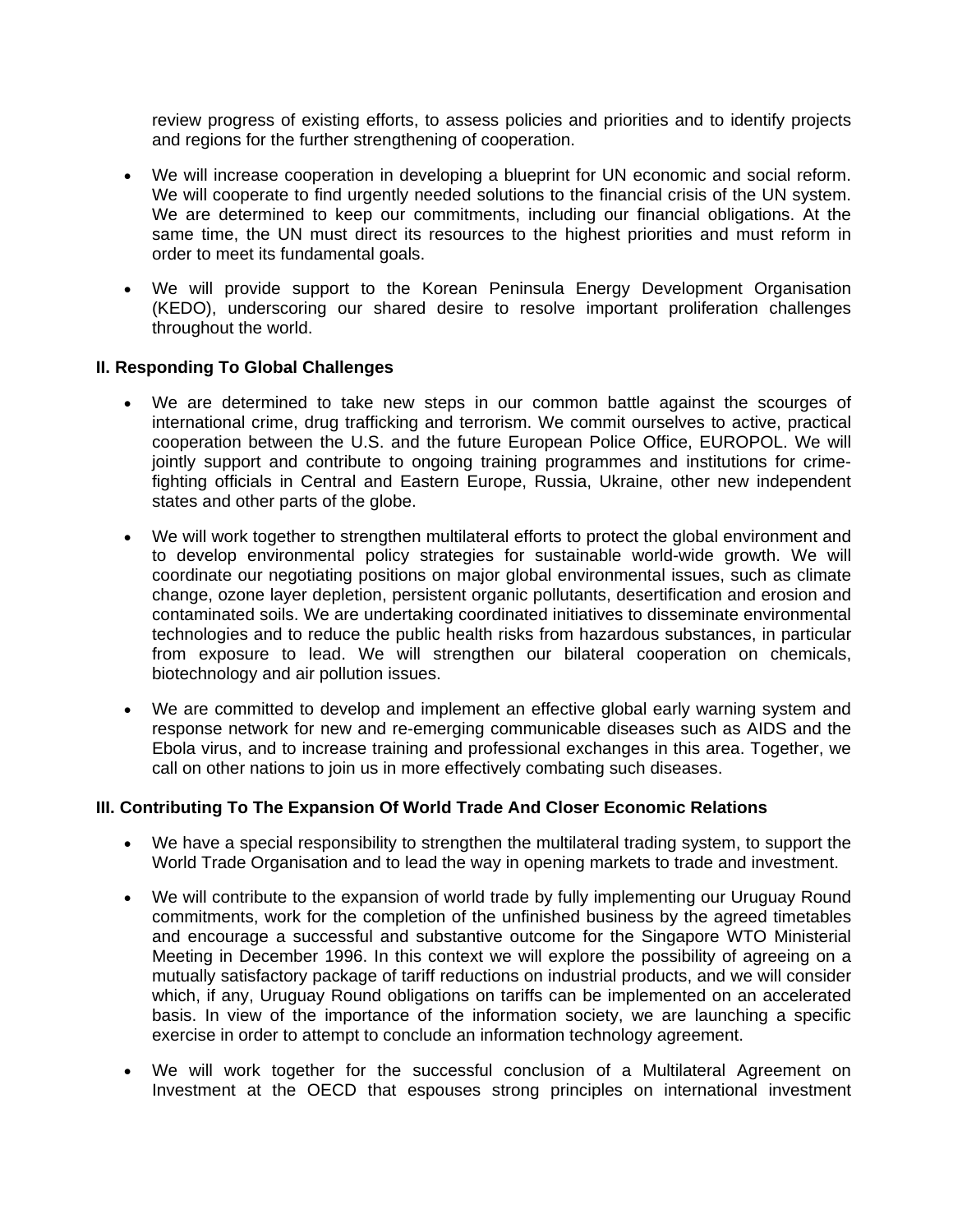review progress of existing efforts, to assess policies and priorities and to identify projects and regions for the further strengthening of cooperation.

- We will increase cooperation in developing a blueprint for UN economic and social reform. We will cooperate to find urgently needed solutions to the financial crisis of the UN system. We are determined to keep our commitments, including our financial obligations. At the same time, the UN must direct its resources to the highest priorities and must reform in order to meet its fundamental goals.

- We will provide support to the Korean Peninsula Energy Development Organisation (KEDO), underscoring our shared desire to resolve important proliferation challenges throughout the world.

**II. Responding To Global Challenges**

- We are determined to take new steps in our common battle against the scourges of international crime, drug trafficking and terrorism. We commit ourselves to active, practical cooperation between the U.S. and the future European Police Office, EUROPOL. We will jointly support and contribute to ongoing training programmes and institutions for crime-fighting officials in Central and Eastern Europe, Russia, Ukraine, other new independent states and other parts of the globe.

- We will work together to strengthen multilateral efforts to protect the global environment and to develop environmental policy strategies for sustainable world-wide growth. We will coordinate our negotiating positions on major global environmental issues, such as climate change, ozone layer depletion, persistent organic pollutants, desertification and erosion and contaminated soils. We are undertaking coordinated initiatives to disseminate environmental technologies and to reduce the public health risks from hazardous substances, in particular from exposure to lead. We will strengthen our bilateral cooperation on chemicals, biotechnology and air pollution issues.

- We are committed to develop and implement an effective global early warning system and response network for new and re-emerging communicable diseases such as AIDS and the Ebola virus, and to increase training and professional exchanges in this area. Together, we call on other nations to join us in more effectively combating such diseases.

**III. Contributing To The Expansion Of World Trade And Closer Economic Relations**

- We have a special responsibility to strengthen the multilateral trading system, to support the World Trade Organisation and to lead the way in opening markets to trade and investment.

- We will contribute to the expansion of world trade by fully implementing our Uruguay Round commitments, work for the completion of the unfinished business by the agreed timetables and encourage a successful and substantive outcome for the Singapore WTO Ministerial Meeting in December 1996. In this context we will explore the possibility of agreeing on a mutually satisfactory package of tariff reductions on industrial products, and we will consider which, if any, Uruguay Round obligations on tariffs can be implemented on an accelerated basis. In view of the importance of the information society, we are launching a specific exercise in order to attempt to conclude an information technology agreement.

- We will work together for the successful conclusion of a Multilateral Agreement on Investment at the OECD that espouses strong principles on international investment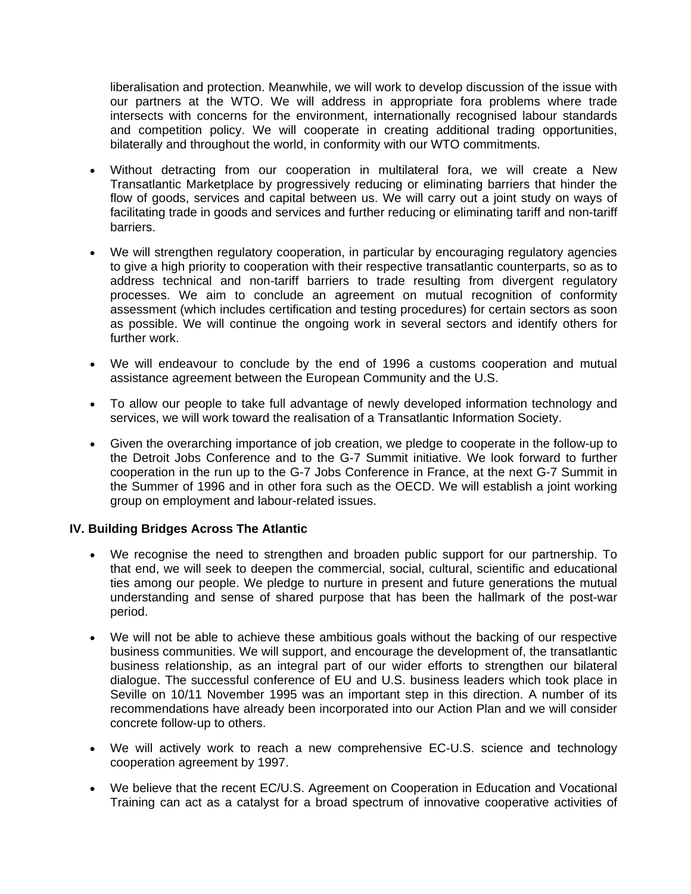liberalisation and protection. Meanwhile, we will work to develop discussion of the issue with our partners at the WTO. We will address in appropriate fora problems where trade intersects with concerns for the environment, internationally recognised labour standards and competition policy. We will cooperate in creating additional trading opportunities, bilaterally and throughout the world, in conformity with our WTO commitments.

- Without detracting from our cooperation in multilateral fora, we will create a New Transatlantic Marketplace by progressively reducing or eliminating barriers that hinder the flow of goods, services and capital between us. We will carry out a joint study on ways of facilitating trade in goods and services and further reducing or eliminating tariff and non-tariff barriers.

- We will strengthen regulatory cooperation, in particular by encouraging regulatory agencies to give a high priority to cooperation with their respective transatlantic counterparts, so as to address technical and non-tariff barriers to trade resulting from divergent regulatory processes. We aim to conclude an agreement on mutual recognition of conformity assessment (which includes certification and testing procedures) for certain sectors as soon as possible. We will continue the ongoing work in several sectors and identify others for further work.

- We will endeavour to conclude by the end of 1996 a customs cooperation and mutual assistance agreement between the European Community and the U.S.

- To allow our people to take full advantage of newly developed information technology and services, we will work toward the realisation of a Transatlantic Information Society.

- Given the overarching importance of job creation, we pledge to cooperate in the follow-up to the Detroit Jobs Conference and to the G-7 Summit initiative. We look forward to further cooperation in the run up to the G-7 Jobs Conference in France, at the next G-7 Summit in the Summer of 1996 and in other fora such as the OECD. We will establish a joint working group on employment and labour-related issues.

**IV. Building Bridges Across The Atlantic**

- We recognise the need to strengthen and broaden public support for our partnership. To that end, we will seek to deepen the commercial, social, cultural, scientific and educational ties among our people. We pledge to nurture in present and future generations the mutual understanding and sense of shared purpose that has been the hallmark of the post-war period.

- We will not be able to achieve these ambitious goals without the backing of our respective business communities. We will support, and encourage the development of, the transatlantic business relationship, as an integral part of our wider efforts to strengthen our bilateral dialogue. The successful conference of EU and U.S. business leaders which took place in Seville on 10/11 November 1995 was an important step in this direction. A number of its recommendations have already been incorporated into our Action Plan and we will consider concrete follow-up to others.

- We will actively work to reach a new comprehensive EC-U.S. science and technology cooperation agreement by 1997.

- We believe that the recent EC/U.S. Agreement on Cooperation in Education and Vocational Training can act as a catalyst for a broad spectrum of innovative cooperative activities of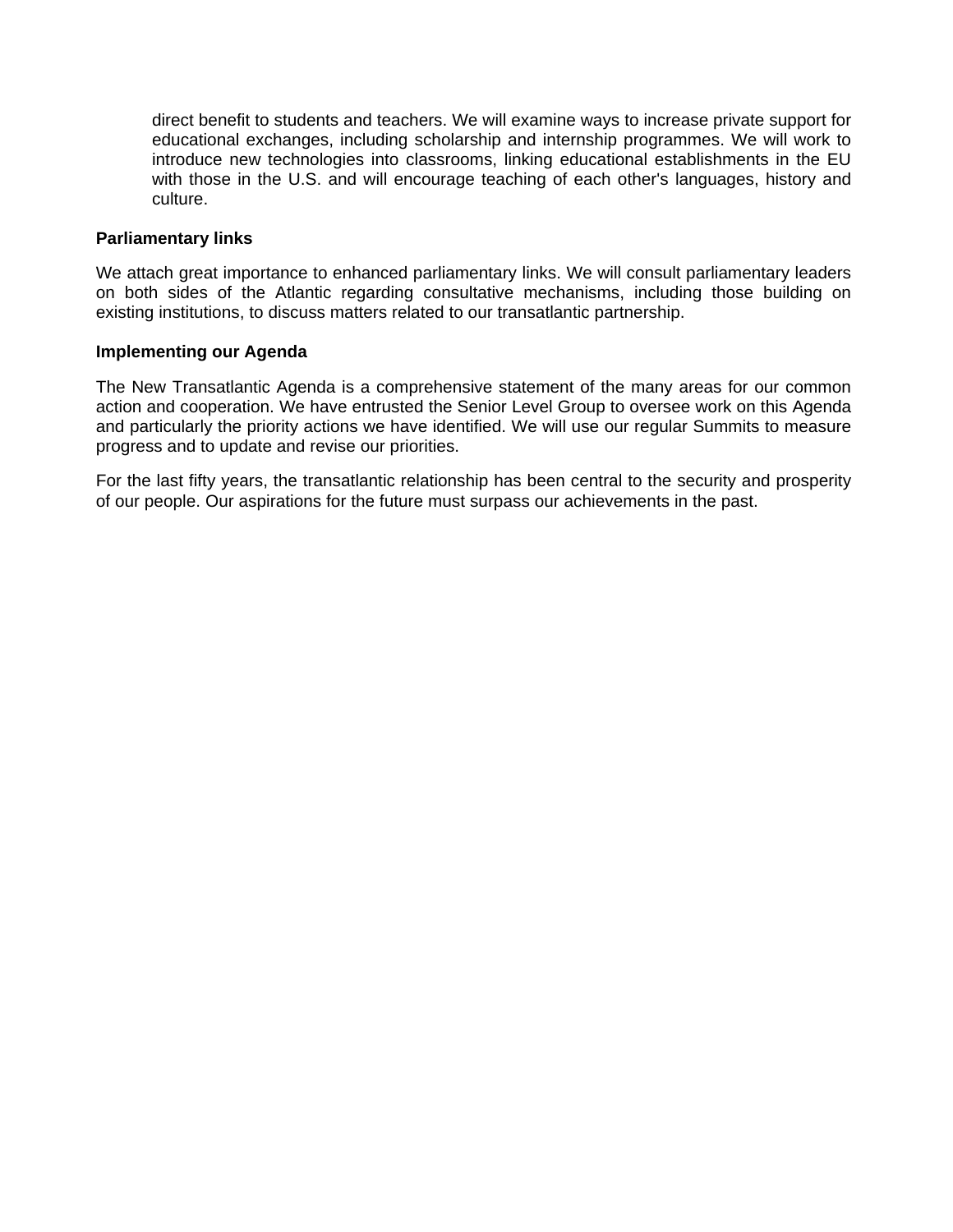direct benefit to students and teachers. We will examine ways to increase private support for educational exchanges, including scholarship and internship programmes. We will work to introduce new technologies into classrooms, linking educational establishments in the EU with those in the U.S. and will encourage teaching of each other's languages, history and culture.

**Parliamentary links**

We attach great importance to enhanced parliamentary links. We will consult parliamentary leaders on both sides of the Atlantic regarding consultative mechanisms, including those building on existing institutions, to discuss matters related to our transatlantic partnership.

**Implementing our Agenda**

The New Transatlantic Agenda is a comprehensive statement of the many areas for our common action and cooperation. We have entrusted the Senior Level Group to oversee work on this Agenda and particularly the priority actions we have identified. We will use our regular Summits to measure progress and to update and revise our priorities.

For the last fifty years, the transatlantic relationship has been central to the security and prosperity of our people. Our aspirations for the future must surpass our achievements in the past.